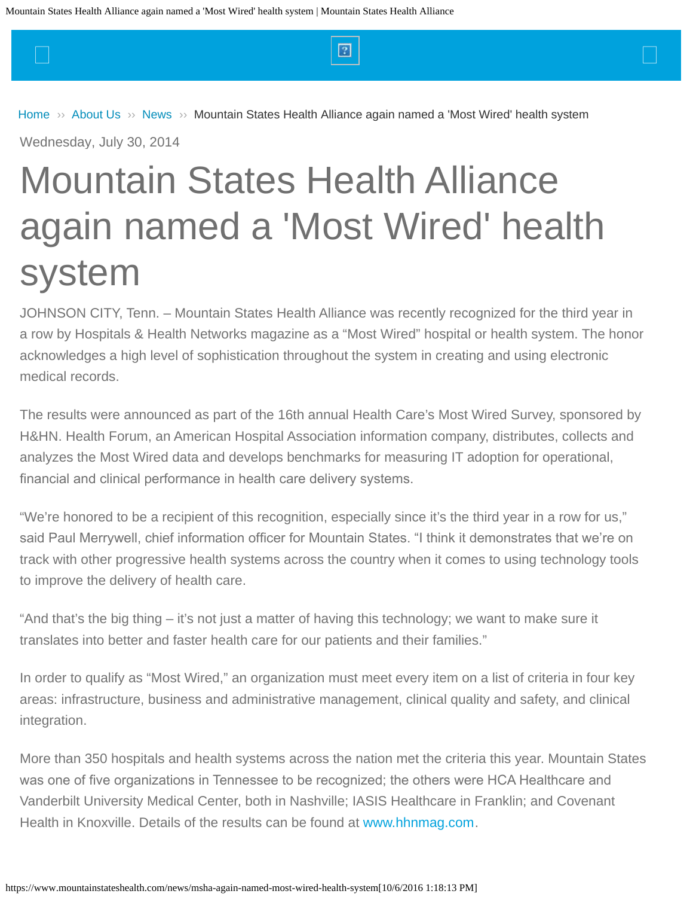Home ›› About Us ›› News ›› Mountain States Health Alliance again named a 'Most Wired' health system

Wednesday, July 30, 2014

# Mountain States Health Alliance again named a 'Most Wired' health system

JOHNSON CITY, Tenn. – Mountain States Health Alliance was recently recognized for the third year in a row by Hospitals & Health Networks magazine as a "Most Wired" hospital or health system. The honor acknowledges a high level of sophistication throughout the system in creating and using electronic medical records.

The results were announced as part of the 16th annual Health Care's Most Wired Survey, sponsored by H&HN. Health Forum, an American Hospital Association information company, distributes, collects and analyzes the Most Wired data and develops benchmarks for measuring IT adoption for operational, financial and clinical performance in health care delivery systems.

"We're honored to be a recipient of this recognition, especially since it's the third year in a row for us," said Paul Merrywell, chief information officer for Mountain States. "I think it demonstrates that we're on track with other progressive health systems across the country when it comes to using technology tools to improve the delivery of health care.

"And that's the big thing – it's not just a matter of having this technology; we want to make sure it translates into better and faster health care for our patients and their families."

In order to qualify as "Most Wired," an organization must meet every item on a list of criteria in four key areas: infrastructure, business and administrative management, clinical quality and safety, and clinical integration.

More than 350 hospitals and health systems across the nation met the criteria this year. Mountain States was one of five organizations in Tennessee to be recognized; the others were HCA Healthcare and Vanderbilt University Medical Center, both in Nashville; IASIS Healthcare in Franklin; and Covenant Health in Knoxville. Details of the results can be found at www.hhnmag.com.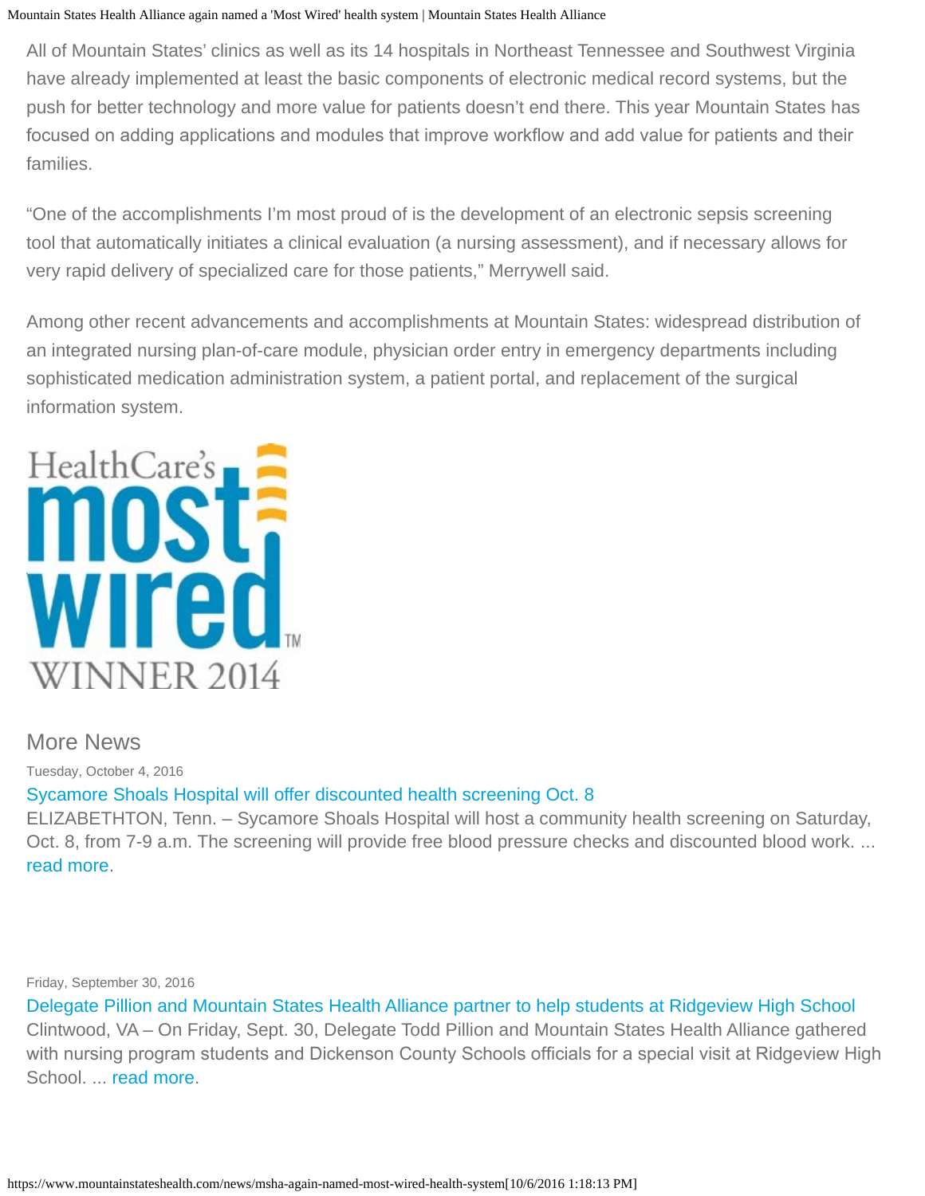All of Mountain States' clinics as well as its 14 hospitals in Northeast Tennessee and Southwest Virginia have already implemented at least the basic components of electronic medical record systems, but the push for better technology and more value for patients doesn't end there. This year Mountain States has focused on adding applications and modules that improve workflow and add value for patients and their families.

"One of the accomplishments I'm most proud of is the development of an electronic sepsis screening tool that automatically initiates a clinical evaluation (a nursing assessment), and if necessary allows for very rapid delivery of specialized care for those patients," Merrywell said.

Among other recent advancements and accomplishments at Mountain States: widespread distribution of an integrated nursing plan-of-care module, physician order entry in emergency departments including sophisticated medication administration system, a patient portal, and replacement of the surgical information system.

HealthCare's most wired™ WINNER 2014

## More News

Tuesday, October 4, 2016

Sycamore Shoals Hospital will offer discounted health screening Oct. 8

ELIZABETHTON, Tenn. – Sycamore Shoals Hospital will host a community health screening on Saturday, Oct. 8, from 7-9 a.m. The screening will provide free blood pressure checks and discounted blood work. ... read more.

Friday, September 30, 2016

Delegate Pillion and Mountain States Health Alliance partner to help students at Ridgeview High School

Clintwood, VA – On Friday, Sept. 30, Delegate Todd Pillion and Mountain States Health Alliance gathered with nursing program students and Dickenson County Schools officials for a special visit at Ridgeview High School. ... read more.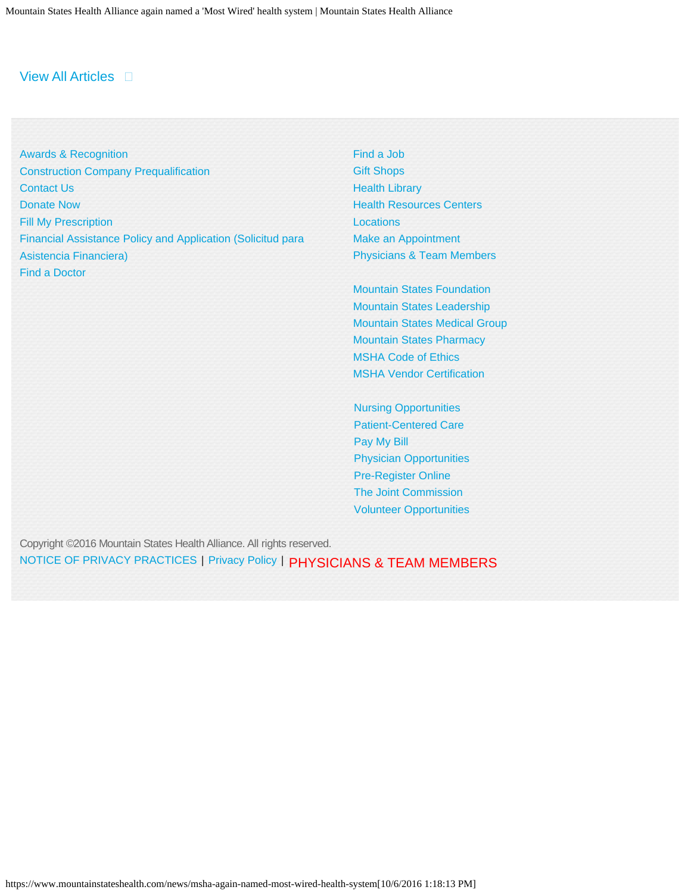View All Articles

- Awards & Recognition
- Construction Company Prequalification
- Contact Us
- Donate Now
- Fill My Prescription
- Financial Assistance Policy and Application (Solicitud para Asistencia Financiera)
- Find a Doctor

- Find a Job
- Gift Shops
- Health Library
- Health Resources Centers
- Locations
- Make an Appointment
- Physicians & Team Members

- Mountain States Foundation
- Mountain States Leadership
- Mountain States Medical Group
- Mountain States Pharmacy
- MSHA Code of Ethics
- MSHA Vendor Certification

- Nursing Opportunities
- Patient-Centered Care
- Pay My Bill
- Physician Opportunities
- Pre-Register Online
- The Joint Commission
- Volunteer Opportunities

Copyright ©2016 Mountain States Health Alliance. All rights reserved.

NOTICE OF PRIVACY PRACTICES | Privacy Policy | PHYSICIANS & TEAM MEMBERS